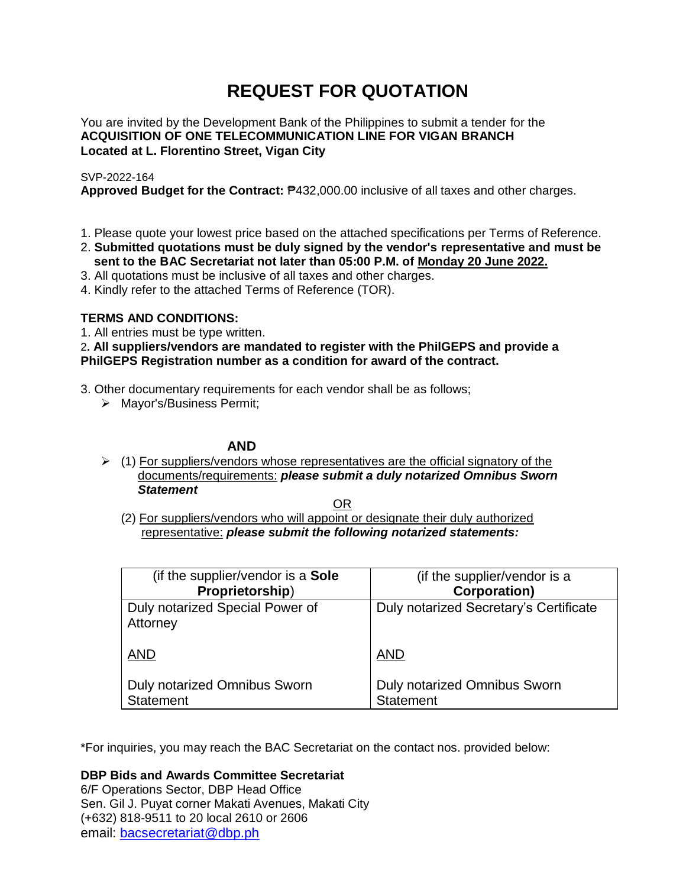# REQUEST FOR QUOTATION

You are invited by the Development Bank of the Philippines to submit a tender for the
**ACQUISITION OF ONE TELECOMMUNICATION LINE FOR VIGAN BRANCH**
**Located at L. Florentino Street, Vigan City**

SVP-2022-164
**Approved Budget for the Contract:** ₱432,000.00 inclusive of all taxes and other charges.

1. Please quote your lowest price based on the attached specifications per Terms of Reference.
2. **Submitted quotations must be duly signed by the vendor's representative and must be sent to the BAC Secretariat not later than 05:00 P.M. of Monday 20 June 2022.**
3. All quotations must be inclusive of all taxes and other charges.
4. Kindly refer to the attached Terms of Reference (TOR).

**TERMS AND CONDITIONS:**

1. All entries must be type written.
2. **All suppliers/vendors are mandated to register with the PhilGEPS and provide a PhilGEPS Registration number as a condition for award of the contract.**
3. Other documentary requirements for each vendor shall be as follows;
   - Mayor's/Business Permit;

**AND**

- (1) For suppliers/vendors whose representatives are the official signatory of the documents/requirements: ***please submit a duly notarized Omnibus Sworn Statement***

  OR

  (2) For suppliers/vendors who will appoint or designate their duly authorized representative: ***please submit the following notarized statements:***

| (if the supplier/vendor is a **Sole Proprietorship**) | (if the supplier/vendor is a **Corporation)** |
|---|---|
| Duly notarized Special Power of Attorney<br><br>AND<br><br>Duly notarized Omnibus Sworn Statement | Duly notarized Secretary's Certificate<br><br>AND<br><br>Duly notarized Omnibus Sworn Statement |

*For inquiries, you may reach the BAC Secretariat on the contact nos. provided below:

**DBP Bids and Awards Committee Secretariat**
6/F Operations Sector, DBP Head Office
Sen. Gil J. Puyat corner Makati Avenues, Makati City
(+632) 818-9511 to 20 local 2610 or 2606
email: bacsecretariat@dbp.ph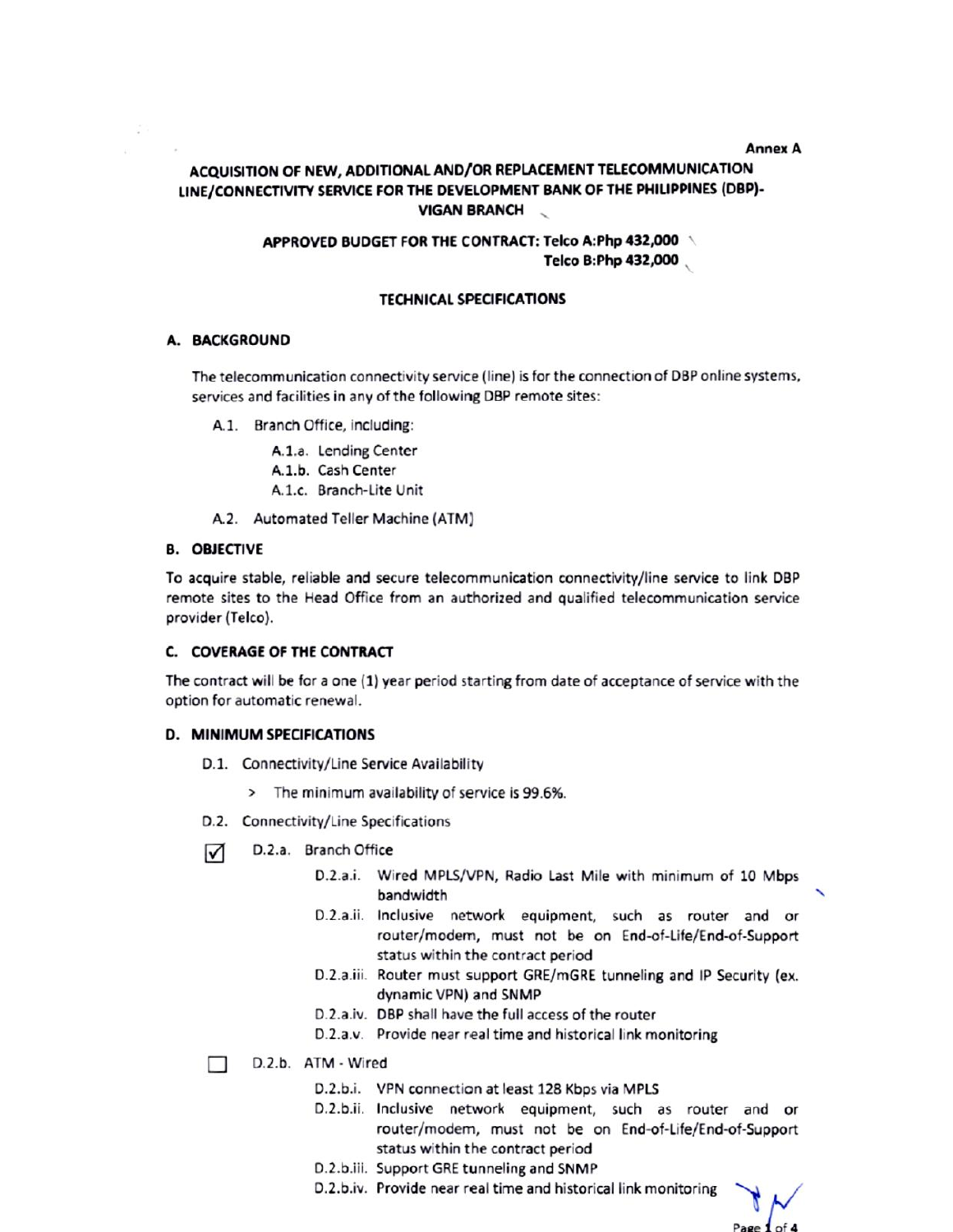Annex A

# ACQUISITION OF NEW, ADDITIONAL AND/OR REPLACEMENT TELECOMMUNICATION LINE/CONNECTIVITY SERVICE FOR THE DEVELOPMENT BANK OF THE PHILIPPINES (DBP)-VIGAN BRANCH

**APPROVED BUDGET FOR THE CONTRACT: Telco A:Php 432,000**
**Telco B:Php 432,000**

## TECHNICAL SPECIFICATIONS

### A. BACKGROUND

The telecommunication connectivity service (line) is for the connection of DBP online systems, services and facilities in any of the following DBP remote sites:

- A.1. Branch Office, including:
  - A.1.a. Lending Center
  - A.1.b. Cash Center
  - A.1.c. Branch-Lite Unit
- A.2. Automated Teller Machine (ATM)

### B. OBJECTIVE

To acquire stable, reliable and secure telecommunication connectivity/line service to link DBP remote sites to the Head Office from an authorized and qualified telecommunication service provider (Telco).

### C. COVERAGE OF THE CONTRACT

The contract will be for a one (1) year period starting from date of acceptance of service with the option for automatic renewal.

### D. MINIMUM SPECIFICATIONS

- D.1. Connectivity/Line Service Availability
  - > The minimum availability of service is 99.6%.
- D.2. Connectivity/Line Specifications

☑ D.2.a. Branch Office

- D.2.a.i. Wired MPLS/VPN, Radio Last Mile with minimum of 10 Mbps bandwidth
- D.2.a.ii. Inclusive network equipment, such as router and or router/modem, must not be on End-of-Life/End-of-Support status within the contract period
- D.2.a.iii. Router must support GRE/mGRE tunneling and IP Security (ex. dynamic VPN) and SNMP
- D.2.a.iv. DBP shall have the full access of the router
- D.2.a.v. Provide near real time and historical link monitoring

☐ D.2.b. ATM - Wired

- D.2.b.i. VPN connection at least 128 Kbps via MPLS
- D.2.b.ii. Inclusive network equipment, such as router and or router/modem, must not be on End-of-Life/End-of-Support status within the contract period
- D.2.b.iii. Support GRE tunneling and SNMP
- D.2.b.iv. Provide near real time and historical link monitoring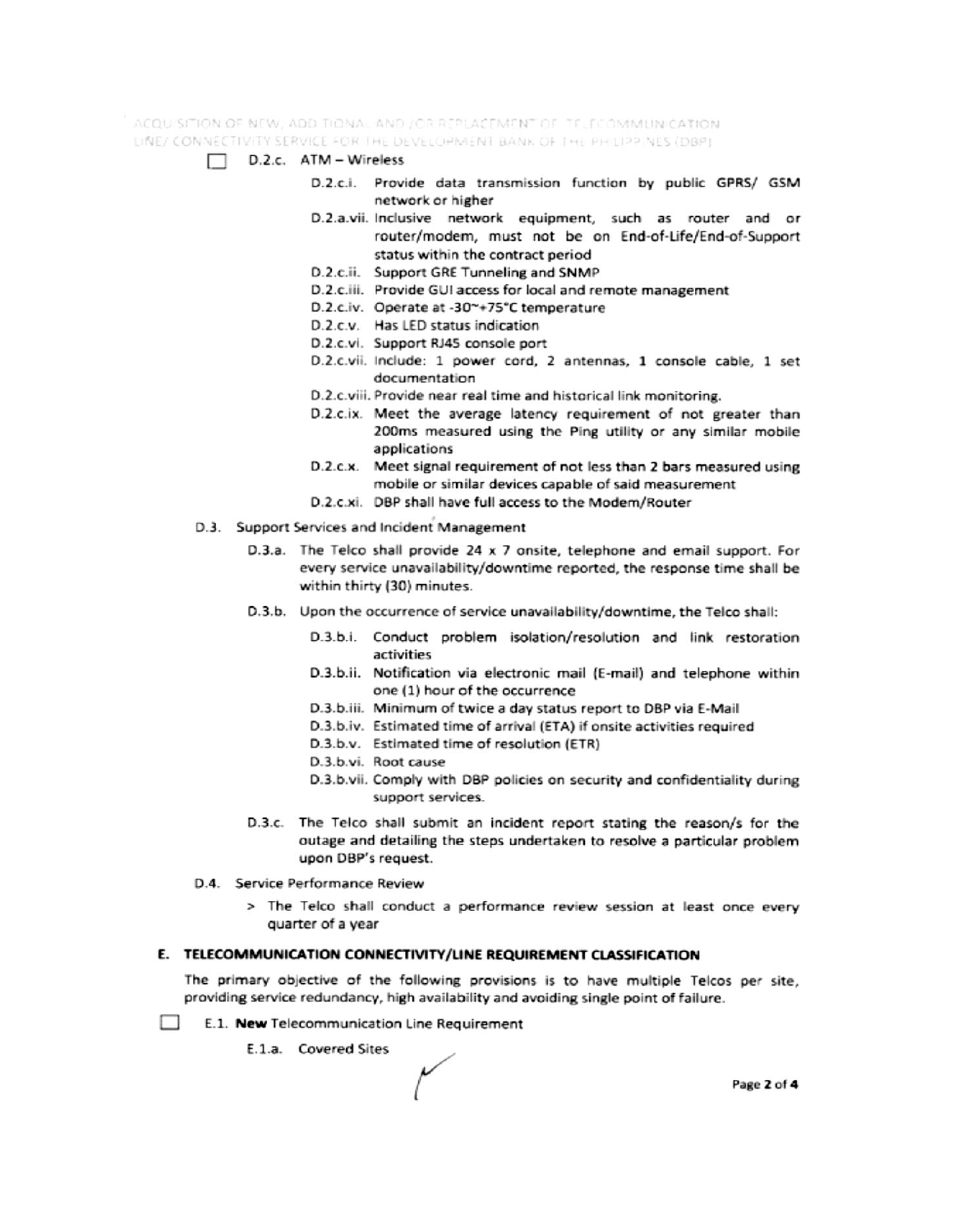☐ D.2.c. ATM – Wireless

- D.2.c.i. Provide data transmission function by public GPRS/ GSM network or higher
- D.2.a.vii. Inclusive network equipment, such as router and or router/modem, must not be on End-of-Life/End-of-Support status within the contract period
- D.2.c.ii. Support GRE Tunneling and SNMP
- D.2.c.iii. Provide GUI access for local and remote management
- D.2.c.iv. Operate at -30~+75°C temperature
- D.2.c.v. Has LED status indication
- D.2.c.vi. Support RJ45 console port
- D.2.c.vii. Include: 1 power cord, 2 antennas, 1 console cable, 1 set documentation
- D.2.c.viii. Provide near real time and historical link monitoring.
- D.2.c.ix. Meet the average latency requirement of not greater than 200ms measured using the Ping utility or any similar mobile applications
- D.2.c.x. Meet signal requirement of not less than 2 bars measured using mobile or similar devices capable of said measurement
- D.2.c.xi. DBP shall have full access to the Modem/Router

D.3. Support Services and Incident Management

- D.3.a. The Telco shall provide 24 x 7 onsite, telephone and email support. For every service unavailability/downtime reported, the response time shall be within thirty (30) minutes.
- D.3.b. Upon the occurrence of service unavailability/downtime, the Telco shall:
  - D.3.b.i. Conduct problem isolation/resolution and link restoration activities
  - D.3.b.ii. Notification via electronic mail (E-mail) and telephone within one (1) hour of the occurrence
  - D.3.b.iii. Minimum of twice a day status report to DBP via E-Mail
  - D.3.b.iv. Estimated time of arrival (ETA) if onsite activities required
  - D.3.b.v. Estimated time of resolution (ETR)
  - D.3.b.vi. Root cause
  - D.3.b.vii. Comply with DBP policies on security and confidentiality during support services.
- D.3.c. The Telco shall submit an incident report stating the reason/s for the outage and detailing the steps undertaken to resolve a particular problem upon DBP's request.

D.4. Service Performance Review

> The Telco shall conduct a performance review session at least once every quarter of a year

## E. TELECOMMUNICATION CONNECTIVITY/LINE REQUIREMENT CLASSIFICATION

The primary objective of the following provisions is to have multiple Telcos per site, providing service redundancy, high availability and avoiding single point of failure.

☐ E.1. **New** Telecommunication Line Requirement

E.1.a. Covered Sites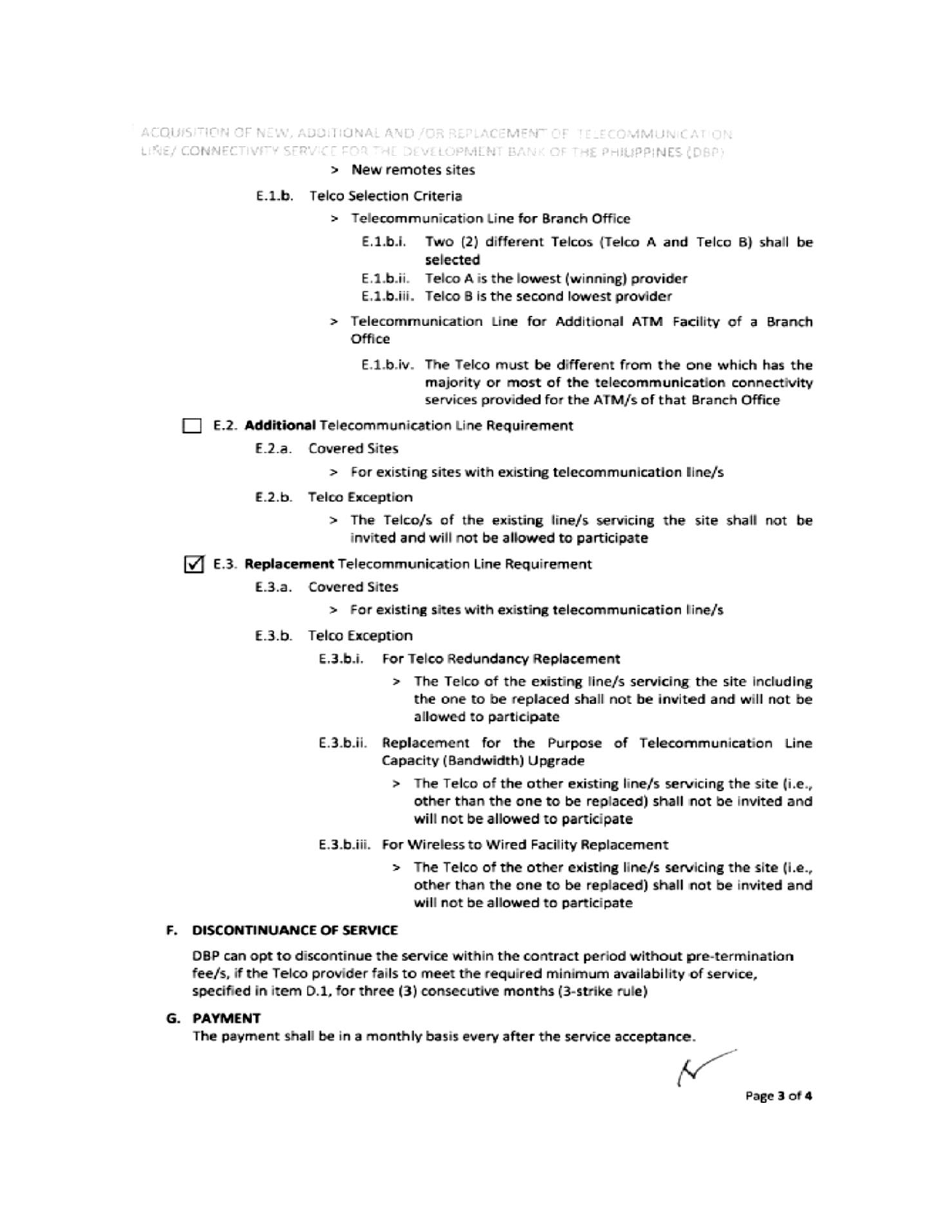> New remotes sites

E.1.b. Telco Selection Criteria

> Telecommunication Line for Branch Office

E.1.b.i. Two (2) different Telcos (Telco A and Telco B) shall be selected

E.1.b.ii. Telco A is the lowest (winning) provider

E.1.b.iii. Telco B is the second lowest provider

> Telecommunication Line for Additional ATM Facility of a Branch Office

E.1.b.iv. The Telco must be different from the one which has the majority or most of the telecommunication connectivity services provided for the ATM/s of that Branch Office

☐ E.2. **Additional** Telecommunication Line Requirement

E.2.a. Covered Sites

> For existing sites with existing telecommunication line/s

E.2.b. Telco Exception

> The Telco/s of the existing line/s servicing the site shall not be invited and will not be allowed to participate

☑ E.3. **Replacement** Telecommunication Line Requirement

E.3.a. Covered Sites

> For existing sites with existing telecommunication line/s

E.3.b. Telco Exception

E.3.b.i. For Telco Redundancy Replacement

> The Telco of the existing line/s servicing the site including the one to be replaced shall not be invited and will not be allowed to participate

E.3.b.ii. Replacement for the Purpose of Telecommunication Line Capacity (Bandwidth) Upgrade

> The Telco of the other existing line/s servicing the site (i.e., other than the one to be replaced) shall not be invited and will not be allowed to participate

E.3.b.iii. For Wireless to Wired Facility Replacement

> The Telco of the other existing line/s servicing the site (i.e., other than the one to be replaced) shall not be invited and will not be allowed to participate

## F. DISCONTINUANCE OF SERVICE

DBP can opt to discontinue the service within the contract period without pre-termination fee/s, if the Telco provider fails to meet the required minimum availability of service, specified in item D.1, for three (3) consecutive months (3-strike rule)

## G. PAYMENT

The payment shall be in a monthly basis every after the service acceptance.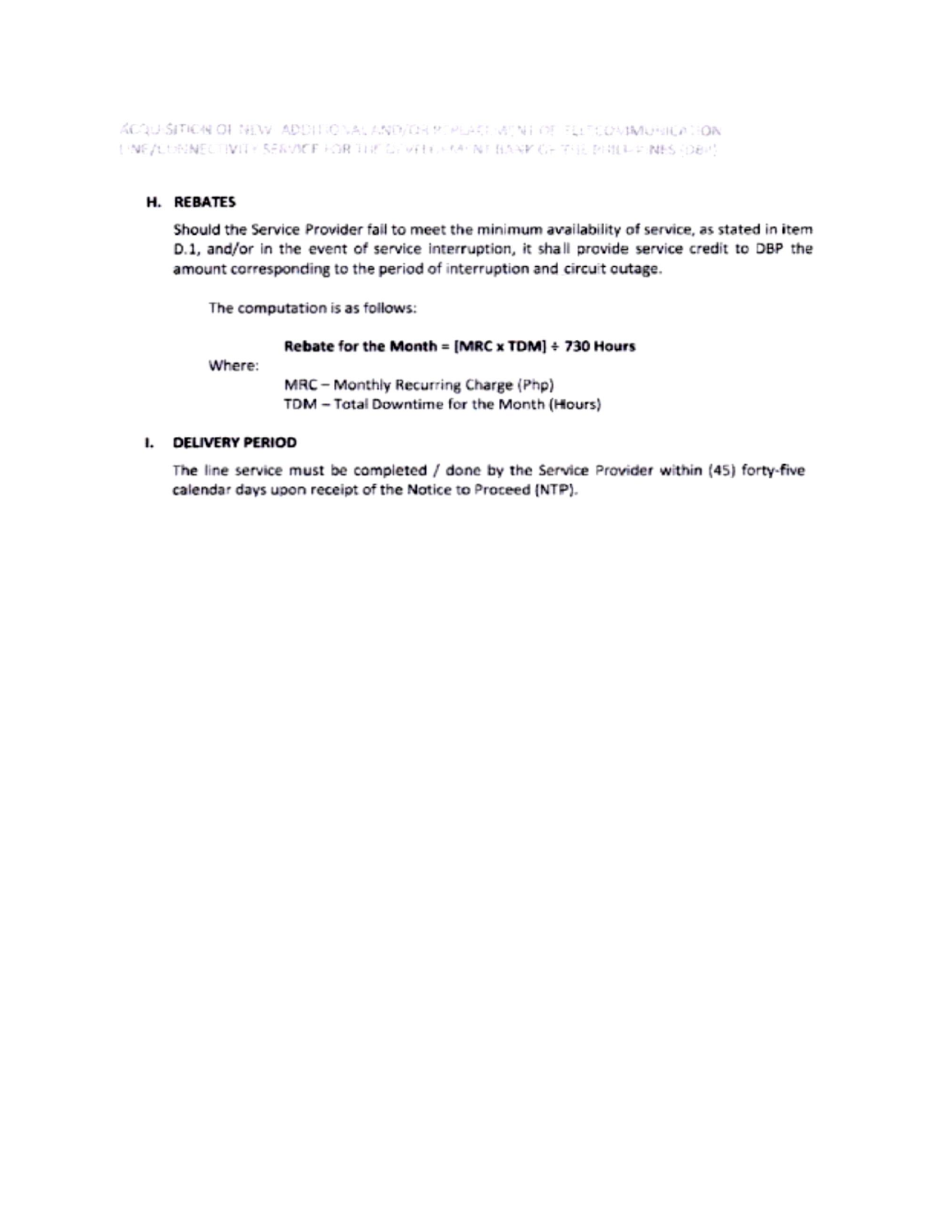## H. REBATES

Should the Service Provider fail to meet the minimum availability of service, as stated in item D.1, and/or in the event of service interruption, it shall provide service credit to DBP the amount corresponding to the period of interruption and circuit outage.

The computation is as follows:

**Rebate for the Month = [MRC x TDM] ÷ 730 Hours**

Where:

MRC – Monthly Recurring Charge (Php)
TDM – Total Downtime for the Month (Hours)

## I. DELIVERY PERIOD

The line service must be completed / done by the Service Provider within (45) forty-five calendar days upon receipt of the Notice to Proceed (NTP).